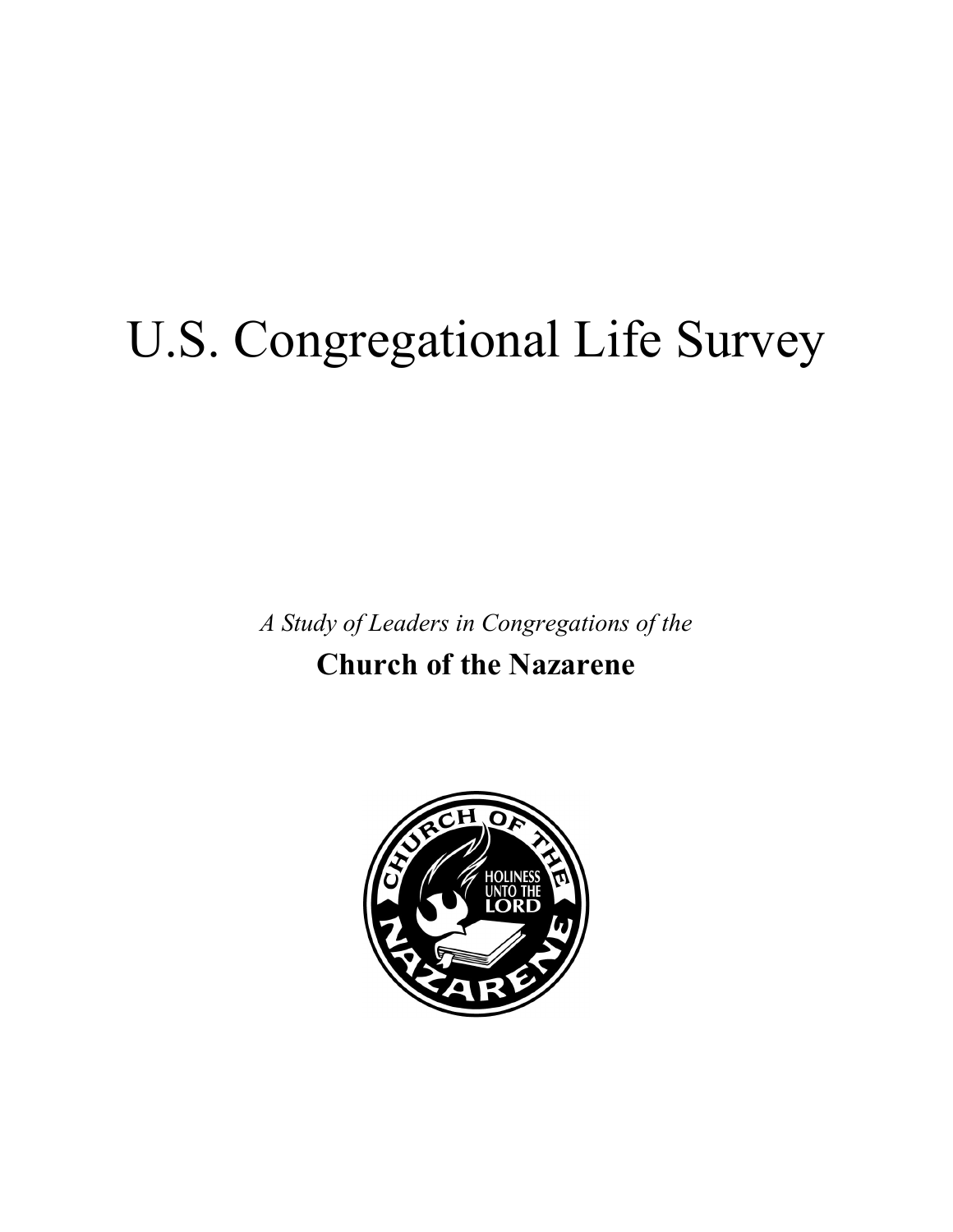# U.S. Congregational Life Survey

*A Study of Leaders in Congregations of the*

**Church of the Nazarene**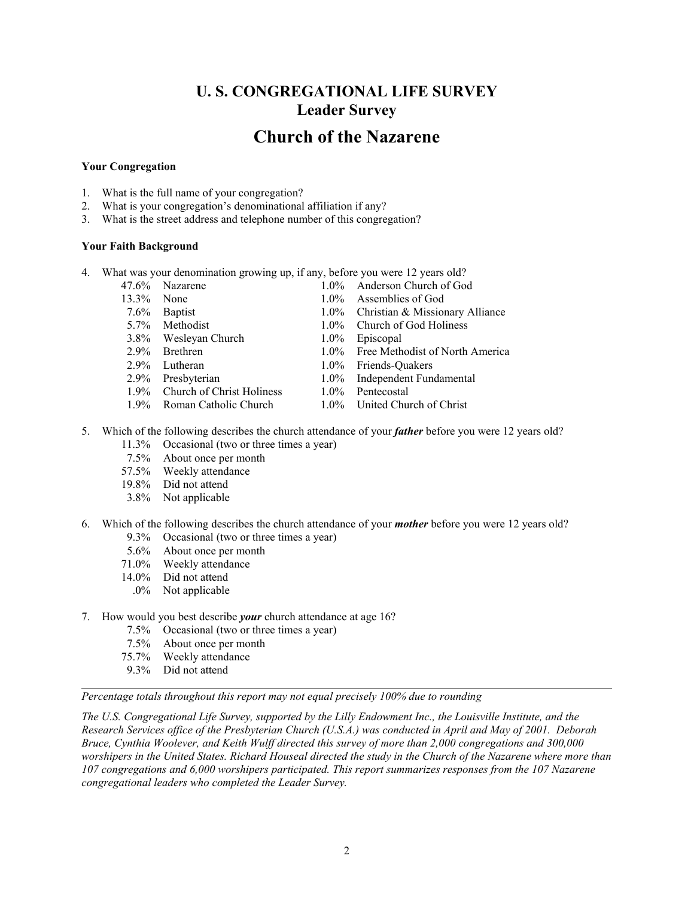# U. S. CONGREGATIONAL LIFE SURVEY
## Leader Survey
# Church of the Nazarene

**Your Congregation**

1. What is the full name of your congregation?
2. What is your congregation's denominational affiliation if any?
3. What is the street address and telephone number of this congregation?

**Your Faith Background**

4. What was your denomination growing up, if any, before you were 12 years old?

| | | | |
|---|---|---|---|
| 47.6% | Nazarene | 1.0% | Anderson Church of God |
| 13.3% | None | 1.0% | Assemblies of God |
| 7.6% | Baptist | 1.0% | Christian & Missionary Alliance |
| 5.7% | Methodist | 1.0% | Church of God Holiness |
| 3.8% | Wesleyan Church | 1.0% | Episcopal |
| 2.9% | Brethren | 1.0% | Free Methodist of North America |
| 2.9% | Lutheran | 1.0% | Friends-Quakers |
| 2.9% | Presbyterian | 1.0% | Independent Fundamental |
| 1.9% | Church of Christ Holiness | 1.0% | Pentecostal |
| 1.9% | Roman Catholic Church | 1.0% | United Church of Christ |

5. Which of the following describes the church attendance of your ***father*** before you were 12 years old?
   - 11.3% Occasional (two or three times a year)
   - 7.5% About once per month
   - 57.5% Weekly attendance
   - 19.8% Did not attend
   - 3.8% Not applicable

6. Which of the following describes the church attendance of your ***mother*** before you were 12 years old?
   - 9.3% Occasional (two or three times a year)
   - 5.6% About once per month
   - 71.0% Weekly attendance
   - 14.0% Did not attend
   - .0% Not applicable

7. How would you best describe ***your*** church attendance at age 16?
   - 7.5% Occasional (two or three times a year)
   - 7.5% About once per month
   - 75.7% Weekly attendance
   - 9.3% Did not attend

---

*Percentage totals throughout this report may not equal precisely 100% due to rounding*

*The U.S. Congregational Life Survey, supported by the Lilly Endowment Inc., the Louisville Institute, and the Research Services office of the Presbyterian Church (U.S.A.) was conducted in April and May of 2001. Deborah Bruce, Cynthia Woolever, and Keith Wulff directed this survey of more than 2,000 congregations and 300,000 worshipers in the United States. Richard Houseal directed the study in the Church of the Nazarene where more than 107 congregations and 6,000 worshipers participated. This report summarizes responses from the 107 Nazarene congregational leaders who completed the Leader Survey.*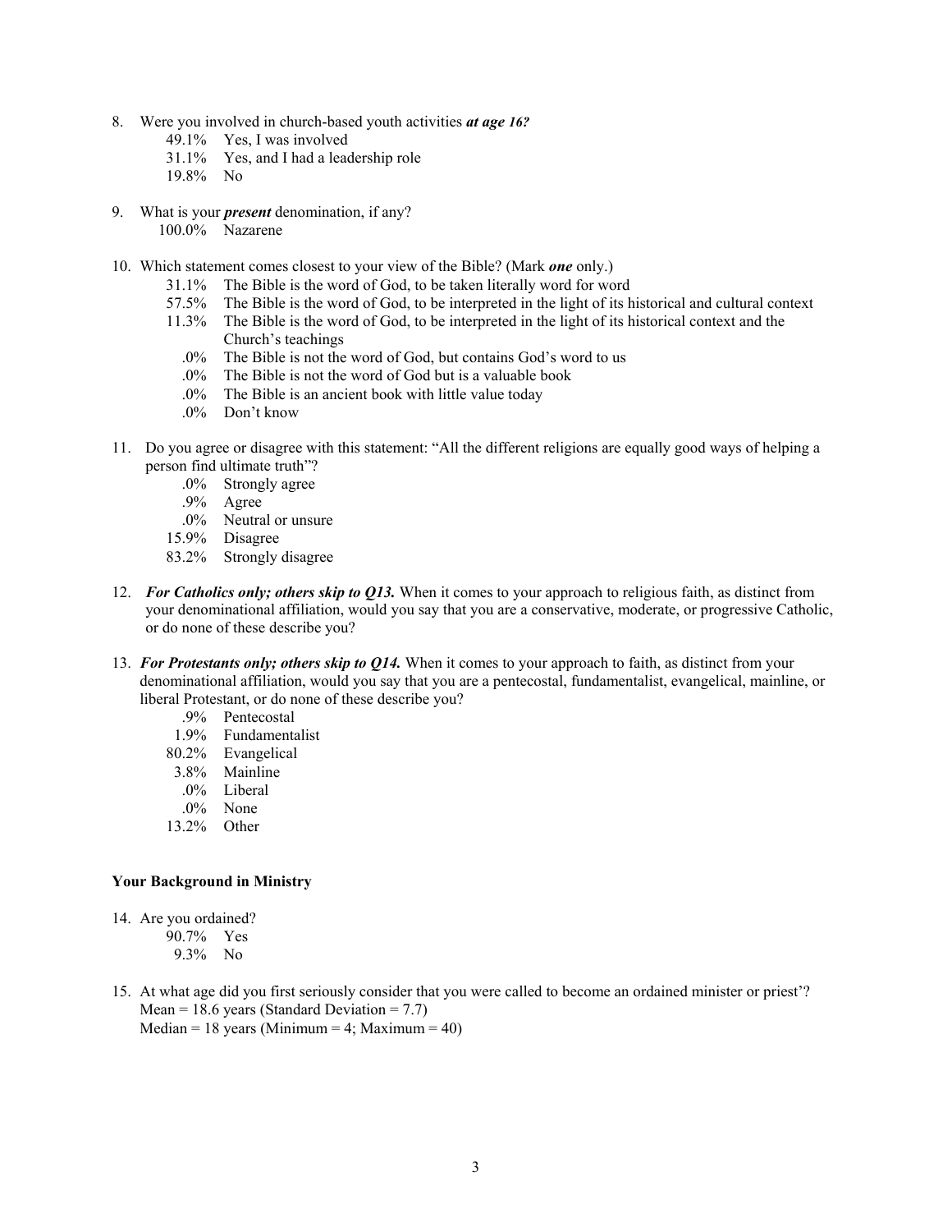8. Were you involved in church-based youth activities ***at age 16?***
   - 49.1% Yes, I was involved
   - 31.1% Yes, and I had a leadership role
   - 19.8% No

9. What is your ***present*** denomination, if any?
   - 100.0% Nazarene

10. Which statement comes closest to your view of the Bible? (Mark ***one*** only.)
    - 31.1% The Bible is the word of God, to be taken literally word for word
    - 57.5% The Bible is the word of God, to be interpreted in the light of its historical and cultural context
    - 11.3% The Bible is the word of God, to be interpreted in the light of its historical context and the Church's teachings
    - .0% The Bible is not the word of God, but contains God's word to us
    - .0% The Bible is not the word of God but is a valuable book
    - .0% The Bible is an ancient book with little value today
    - .0% Don't know

11. Do you agree or disagree with this statement: "All the different religions are equally good ways of helping a person find ultimate truth"?
    - .0% Strongly agree
    - .9% Agree
    - .0% Neutral or unsure
    - 15.9% Disagree
    - 83.2% Strongly disagree

12. ***For Catholics only; others skip to Q13.*** When it comes to your approach to religious faith, as distinct from your denominational affiliation, would you say that you are a conservative, moderate, or progressive Catholic, or do none of these describe you?

13. ***For Protestants only; others skip to Q14.*** When it comes to your approach to faith, as distinct from your denominational affiliation, would you say that you are a pentecostal, fundamentalist, evangelical, mainline, or liberal Protestant, or do none of these describe you?
    - .9% Pentecostal
    - 1.9% Fundamentalist
    - 80.2% Evangelical
    - 3.8% Mainline
    - .0% Liberal
    - .0% None
    - 13.2% Other

**Your Background in Ministry**

14. Are you ordained?
    - 90.7% Yes
    - 9.3% No

15. At what age did you first seriously consider that you were called to become an ordained minister or priest'?
    Mean = 18.6 years (Standard Deviation = 7.7)
    Median = 18 years (Minimum = 4; Maximum = 40)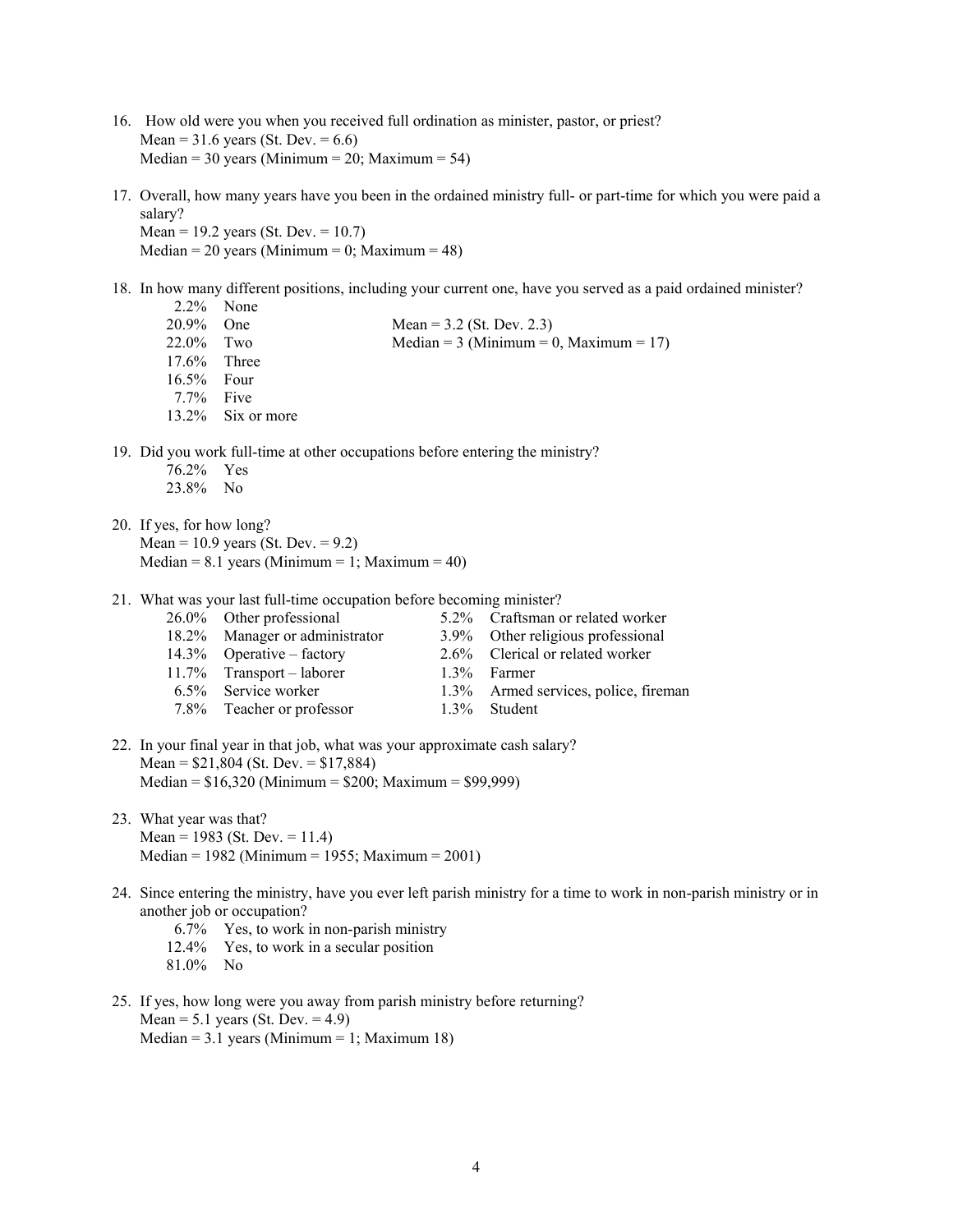16. How old were you when you received full ordination as minister, pastor, or priest?
    Mean = 31.6 years (St. Dev. = 6.6)
    Median = 30 years (Minimum = 20; Maximum = 54)

17. Overall, how many years have you been in the ordained ministry full- or part-time for which you were paid a salary?
    Mean = 19.2 years (St. Dev. = 10.7)
    Median = 20 years (Minimum = 0; Maximum = 48)

18. In how many different positions, including your current one, have you served as a paid ordained minister?

| | | |
|---|---|---|
| 2.2% | None | |
| 20.9% | One | Mean = 3.2 (St. Dev. 2.3) |
| 22.0% | Two | Median = 3 (Minimum = 0, Maximum = 17) |
| 17.6% | Three | |
| 16.5% | Four | |
| 7.7% | Five | |
| 13.2% | Six or more | |

19. Did you work full-time at other occupations before entering the ministry?
    76.2% Yes
    23.8% No

20. If yes, for how long?
    Mean = 10.9 years (St. Dev. = 9.2)
    Median = 8.1 years (Minimum = 1; Maximum = 40)

21. What was your last full-time occupation before becoming minister?

| | | | |
|---|---|---|---|
| 26.0% | Other professional | 5.2% | Craftsman or related worker |
| 18.2% | Manager or administrator | 3.9% | Other religious professional |
| 14.3% | Operative – factory | 2.6% | Clerical or related worker |
| 11.7% | Transport – laborer | 1.3% | Farmer |
| 6.5% | Service worker | 1.3% | Armed services, police, fireman |
| 7.8% | Teacher or professor | 1.3% | Student |

22. In your final year in that job, what was your approximate cash salary?
    Mean = $21,804 (St. Dev. = $17,884)
    Median = $16,320 (Minimum = $200; Maximum = $99,999)

23. What year was that?
    Mean = 1983 (St. Dev. = 11.4)
    Median = 1982 (Minimum = 1955; Maximum = 2001)

24. Since entering the ministry, have you ever left parish ministry for a time to work in non-parish ministry or in another job or occupation?
    6.7% Yes, to work in non-parish ministry
    12.4% Yes, to work in a secular position
    81.0% No

25. If yes, how long were you away from parish ministry before returning?
    Mean = 5.1 years (St. Dev. = 4.9)
    Median = 3.1 years (Minimum = 1; Maximum 18)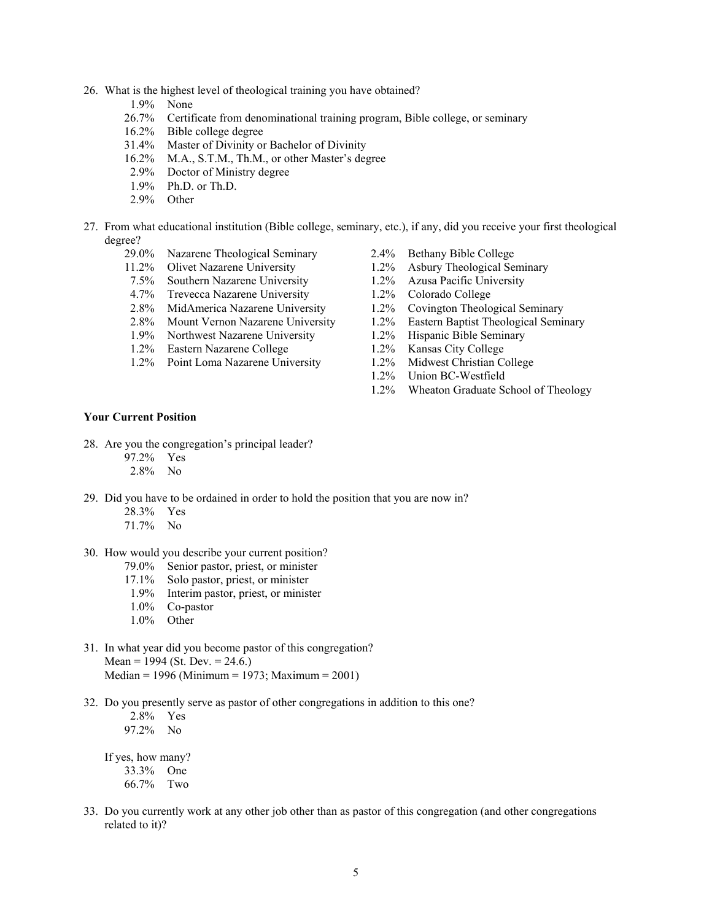26. What is the highest level of theological training you have obtained?
    - 1.9% None
    - 26.7% Certificate from denominational training program, Bible college, or seminary
    - 16.2% Bible college degree
    - 31.4% Master of Divinity or Bachelor of Divinity
    - 16.2% M.A., S.T.M., Th.M., or other Master's degree
    - 2.9% Doctor of Ministry degree
    - 1.9% Ph.D. or Th.D.
    - 2.9% Other

27. From what educational institution (Bible college, seminary, etc.), if any, did you receive your first theological degree?
    - 29.0% Nazarene Theological Seminary
    - 11.2% Olivet Nazarene University
    - 7.5% Southern Nazarene University
    - 4.7% Trevecca Nazarene University
    - 2.8% MidAmerica Nazarene University
    - 2.8% Mount Vernon Nazarene University
    - 1.9% Northwest Nazarene University
    - 1.2% Eastern Nazarene College
    - 1.2% Point Loma Nazarene University
    - 2.4% Bethany Bible College
    - 1.2% Asbury Theological Seminary
    - 1.2% Azusa Pacific University
    - 1.2% Colorado College
    - 1.2% Covington Theological Seminary
    - 1.2% Eastern Baptist Theological Seminary
    - 1.2% Hispanic Bible Seminary
    - 1.2% Kansas City College
    - 1.2% Midwest Christian College
    - 1.2% Union BC-Westfield
    - 1.2% Wheaton Graduate School of Theology

**Your Current Position**

28. Are you the congregation's principal leader?
    - 97.2% Yes
    - 2.8% No

29. Did you have to be ordained in order to hold the position that you are now in?
    - 28.3% Yes
    - 71.7% No

30. How would you describe your current position?
    - 79.0% Senior pastor, priest, or minister
    - 17.1% Solo pastor, priest, or minister
    - 1.9% Interim pastor, priest, or minister
    - 1.0% Co-pastor
    - 1.0% Other

31. In what year did you become pastor of this congregation?
    Mean = 1994 (St. Dev. = 24.6.)
    Median = 1996 (Minimum = 1973; Maximum = 2001)

32. Do you presently serve as pastor of other congregations in addition to this one?
    - 2.8% Yes
    - 97.2% No

    If yes, how many?
    - 33.3% One
    - 66.7% Two

33. Do you currently work at any other job other than as pastor of this congregation (and other congregations related to it)?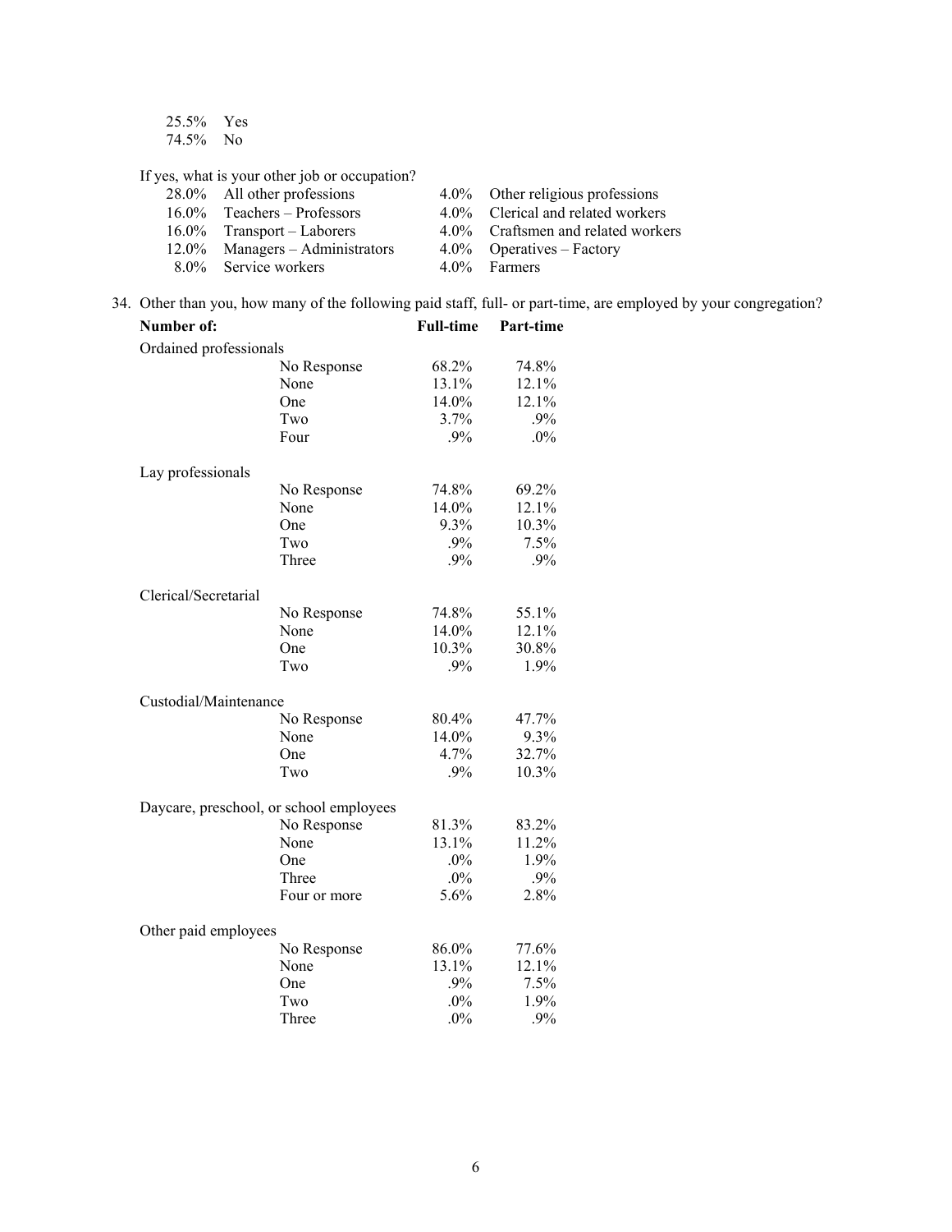25.5% Yes
74.5% No

If yes, what is your other job or occupation?

| | | | |
|---|---|---|---|
| 28.0% | All other professions | 4.0% | Other religious professions |
| 16.0% | Teachers – Professors | 4.0% | Clerical and related workers |
| 16.0% | Transport – Laborers | 4.0% | Craftsmen and related workers |
| 12.0% | Managers – Administrators | 4.0% | Operatives – Factory |
| 8.0% | Service workers | 4.0% | Farmers |

34. Other than you, how many of the following paid staff, full- or part-time, are employed by your congregation?

| Number of: | | Full-time | Part-time |
|---|---|---|---|
| Ordained professionals | | | |
| | No Response | 68.2% | 74.8% |
| | None | 13.1% | 12.1% |
| | One | 14.0% | 12.1% |
| | Two | 3.7% | .9% |
| | Four | .9% | .0% |
| Lay professionals | | | |
| | No Response | 74.8% | 69.2% |
| | None | 14.0% | 12.1% |
| | One | 9.3% | 10.3% |
| | Two | .9% | 7.5% |
| | Three | .9% | .9% |
| Clerical/Secretarial | | | |
| | No Response | 74.8% | 55.1% |
| | None | 14.0% | 12.1% |
| | One | 10.3% | 30.8% |
| | Two | .9% | 1.9% |
| Custodial/Maintenance | | | |
| | No Response | 80.4% | 47.7% |
| | None | 14.0% | 9.3% |
| | One | 4.7% | 32.7% |
| | Two | .9% | 10.3% |
| Daycare, preschool, or school employees | | | |
| | No Response | 81.3% | 83.2% |
| | None | 13.1% | 11.2% |
| | One | .0% | 1.9% |
| | Three | .0% | .9% |
| | Four or more | 5.6% | 2.8% |
| Other paid employees | | | |
| | No Response | 86.0% | 77.6% |
| | None | 13.1% | 12.1% |
| | One | .9% | 7.5% |
| | Two | .0% | 1.9% |
| | Three | .0% | .9% |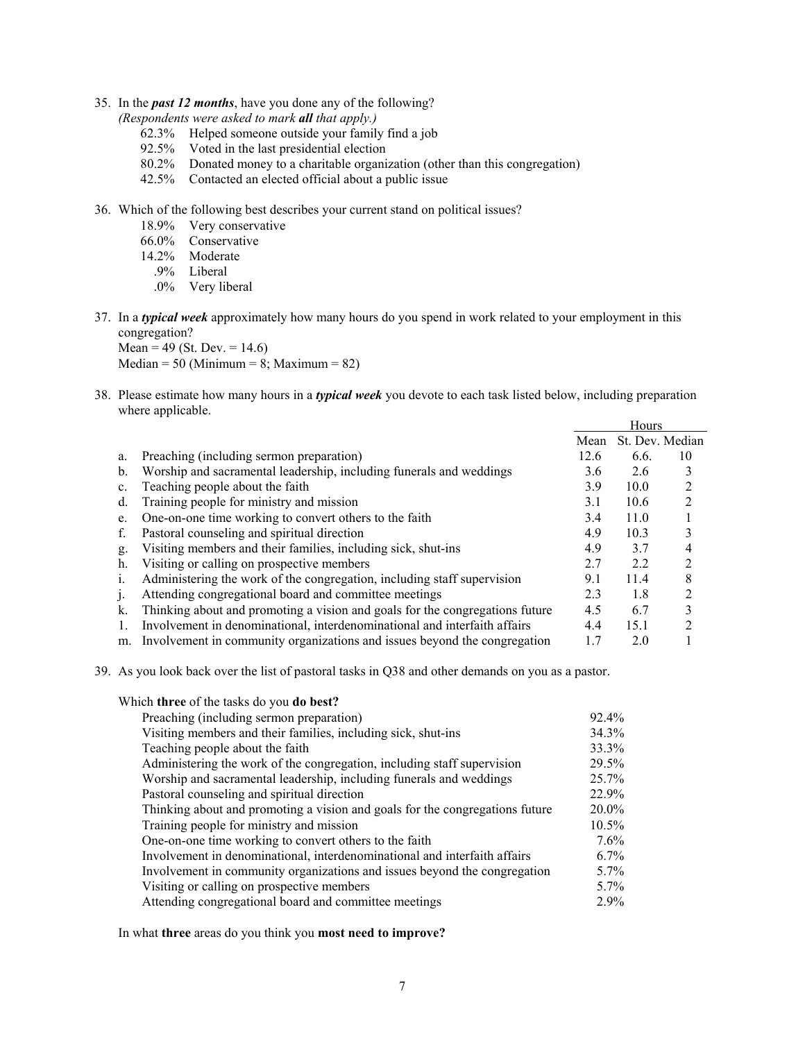35. In the ***past 12 months***, have you done any of the following?
*(Respondents were asked to mark **all** that apply.)*
    - 62.3% Helped someone outside your family find a job
    - 92.5% Voted in the last presidential election
    - 80.2% Donated money to a charitable organization (other than this congregation)
    - 42.5% Contacted an elected official about a public issue

36. Which of the following best describes your current stand on political issues?
    - 18.9% Very conservative
    - 66.0% Conservative
    - 14.2% Moderate
    - .9% Liberal
    - .0% Very liberal

37. In a ***typical week*** approximately how many hours do you spend in work related to your employment in this congregation?
Mean = 49 (St. Dev. = 14.6)
Median = 50 (Minimum = 8; Maximum = 82)

38. Please estimate how many hours in a ***typical week*** you devote to each task listed below, including preparation where applicable.

| | | Hours | | |
|---|---|---|---|---|
| | | Mean | St. Dev. | Median |
| a. | Preaching (including sermon preparation) | 12.6 | 6.6. | 10 |
| b. | Worship and sacramental leadership, including funerals and weddings | 3.6 | 2.6 | 3 |
| c. | Teaching people about the faith | 3.9 | 10.0 | 2 |
| d. | Training people for ministry and mission | 3.1 | 10.6 | 2 |
| e. | One-on-one time working to convert others to the faith | 3.4 | 11.0 | 1 |
| f. | Pastoral counseling and spiritual direction | 4.9 | 10.3 | 3 |
| g. | Visiting members and their families, including sick, shut-ins | 4.9 | 3.7 | 4 |
| h. | Visiting or calling on prospective members | 2.7 | 2.2 | 2 |
| i. | Administering the work of the congregation, including staff supervision | 9.1 | 11.4 | 8 |
| j. | Attending congregational board and committee meetings | 2.3 | 1.8 | 2 |
| k. | Thinking about and promoting a vision and goals for the congregations future | 4.5 | 6.7 | 3 |
| l. | Involvement in denominational, interdenominational and interfaith affairs | 4.4 | 15.1 | 2 |
| m. | Involvement in community organizations and issues beyond the congregation | 1.7 | 2.0 | 1 |

39. As you look back over the list of pastoral tasks in Q38 and other demands on you as a pastor.

Which **three** of the tasks do you **do best?**

| Task | % |
|---|---|
| Preaching (including sermon preparation) | 92.4% |
| Visiting members and their families, including sick, shut-ins | 34.3% |
| Teaching people about the faith | 33.3% |
| Administering the work of the congregation, including staff supervision | 29.5% |
| Worship and sacramental leadership, including funerals and weddings | 25.7% |
| Pastoral counseling and spiritual direction | 22.9% |
| Thinking about and promoting a vision and goals for the congregations future | 20.0% |
| Training people for ministry and mission | 10.5% |
| One-on-one time working to convert others to the faith | 7.6% |
| Involvement in denominational, interdenominational and interfaith affairs | 6.7% |
| Involvement in community organizations and issues beyond the congregation | 5.7% |
| Visiting or calling on prospective members | 5.7% |
| Attending congregational board and committee meetings | 2.9% |

In what **three** areas do you think you **most need to improve?**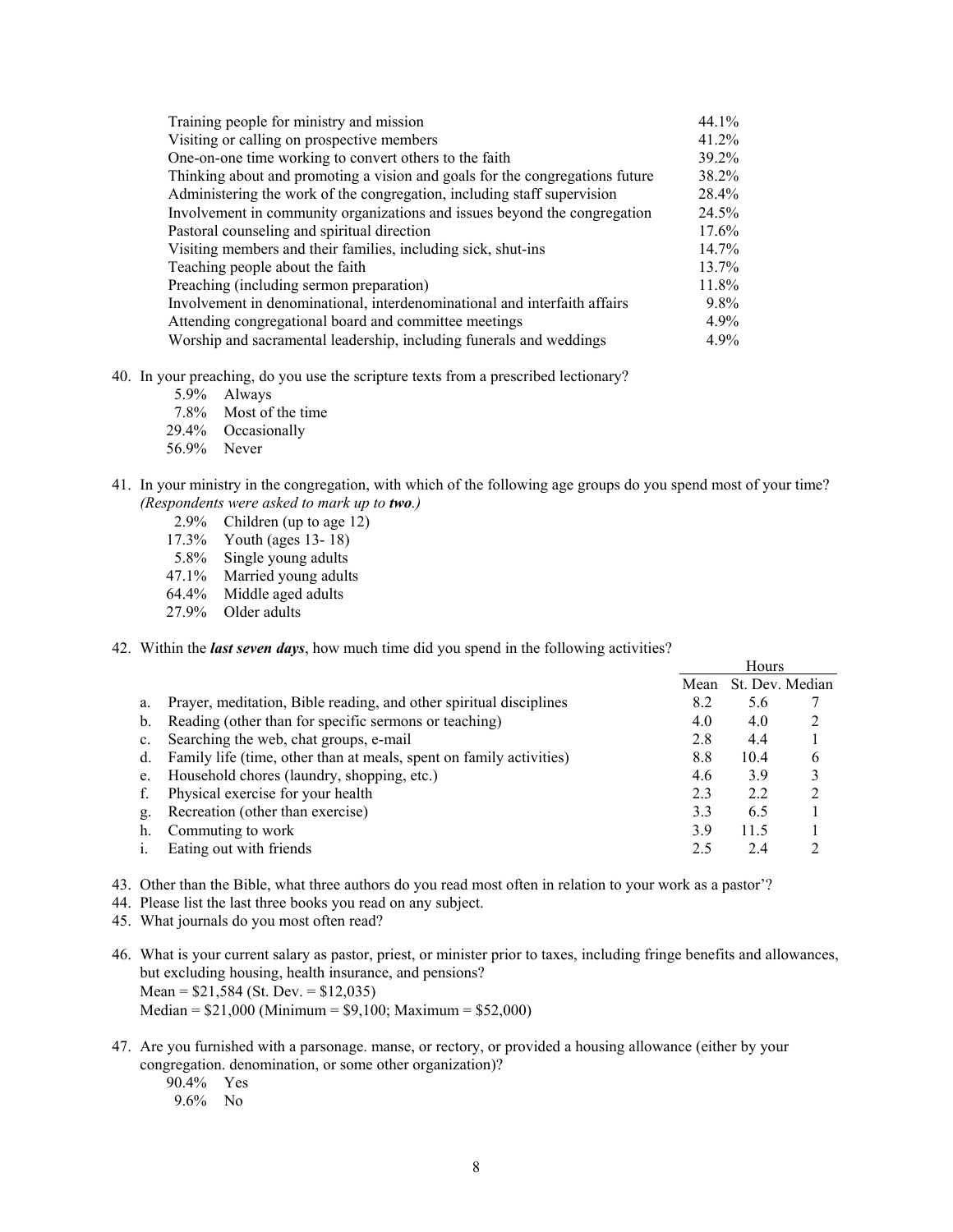| | |
|---|---|
| Training people for ministry and mission | 44.1% |
| Visiting or calling on prospective members | 41.2% |
| One-on-one time working to convert others to the faith | 39.2% |
| Thinking about and promoting a vision and goals for the congregations future | 38.2% |
| Administering the work of the congregation, including staff supervision | 28.4% |
| Involvement in community organizations and issues beyond the congregation | 24.5% |
| Pastoral counseling and spiritual direction | 17.6% |
| Visiting members and their families, including sick, shut-ins | 14.7% |
| Teaching people about the faith | 13.7% |
| Preaching (including sermon preparation) | 11.8% |
| Involvement in denominational, interdenominational and interfaith affairs | 9.8% |
| Attending congregational board and committee meetings | 4.9% |
| Worship and sacramental leadership, including funerals and weddings | 4.9% |

40. In your preaching, do you use the scripture texts from a prescribed lectionary?
    - 5.9% Always
    - 7.8% Most of the time
    - 29.4% Occasionally
    - 56.9% Never

41. In your ministry in the congregation, with which of the following age groups do you spend most of your time? *(Respondents were asked to mark up to* ***two****.)*
    - 2.9% Children (up to age 12)
    - 17.3% Youth (ages 13- 18)
    - 5.8% Single young adults
    - 47.1% Married young adults
    - 64.4% Middle aged adults
    - 27.9% Older adults

42. Within the ***last seven days***, how much time did you spend in the following activities?

| | | Hours | | |
|---|---|---|---|---|
| | | Mean | St. Dev. | Median |
| a. | Prayer, meditation, Bible reading, and other spiritual disciplines | 8.2 | 5.6 | 7 |
| b. | Reading (other than for specific sermons or teaching) | 4.0 | 4.0 | 2 |
| c. | Searching the web, chat groups, e-mail | 2.8 | 4.4 | 1 |
| d. | Family life (time, other than at meals, spent on family activities) | 8.8 | 10.4 | 6 |
| e. | Household chores (laundry, shopping, etc.) | 4.6 | 3.9 | 3 |
| f. | Physical exercise for your health | 2.3 | 2.2 | 2 |
| g. | Recreation (other than exercise) | 3.3 | 6.5 | 1 |
| h. | Commuting to work | 3.9 | 11.5 | 1 |
| i. | Eating out with friends | 2.5 | 2.4 | 2 |

43. Other than the Bible, what three authors do you read most often in relation to your work as a pastor'?
44. Please list the last three books you read on any subject.
45. What journals do you most often read?

46. What is your current salary as pastor, priest, or minister prior to taxes, including fringe benefits and allowances, but excluding housing, health insurance, and pensions?
    Mean = $21,584 (St. Dev. = $12,035)
    Median = $21,000 (Minimum = $9,100; Maximum = $52,000)

47. Are you furnished with a parsonage. manse, or rectory, or provided a housing allowance (either by your congregation. denomination, or some other organization)?
    - 90.4% Yes
    - 9.6% No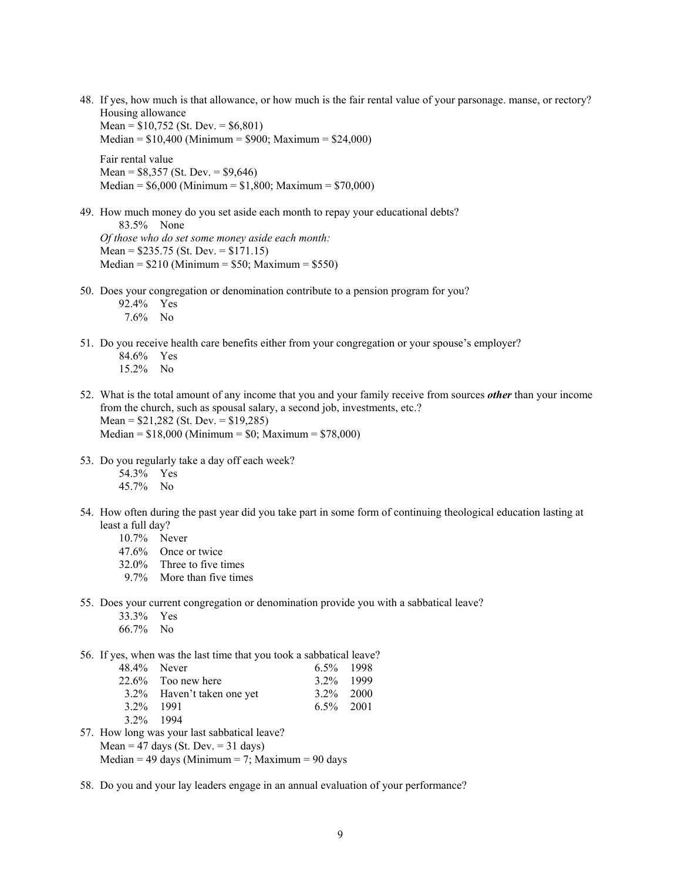48. If yes, how much is that allowance, or how much is the fair rental value of your parsonage. manse, or rectory?

    Housing allowance
    Mean = $10,752 (St. Dev. = $6,801)
    Median = $10,400 (Minimum = $900; Maximum = $24,000)

    Fair rental value
    Mean = $8,357 (St. Dev. = $9,646)
    Median = $6,000 (Minimum = $1,800; Maximum = $70,000)

49. How much money do you set aside each month to repay your educational debts?
    83.5% None
    *Of those who do set some money aside each month:*
    Mean = $235.75 (St. Dev. = $171.15)
    Median = $210 (Minimum = $50; Maximum = $550)

50. Does your congregation or denomination contribute to a pension program for you?
    92.4% Yes
    7.6% No

51. Do you receive health care benefits either from your congregation or your spouse's employer?
    84.6% Yes
    15.2% No

52. What is the total amount of any income that you and your family receive from sources ***other*** than your income from the church, such as spousal salary, a second job, investments, etc.?
    Mean = $21,282 (St. Dev. = $19,285)
    Median = $18,000 (Minimum = $0; Maximum = $78,000)

53. Do you regularly take a day off each week?
    54.3% Yes
    45.7% No

54. How often during the past year did you take part in some form of continuing theological education lasting at least a full day?
    10.7% Never
    47.6% Once or twice
    32.0% Three to five times
    9.7% More than five times

55. Does your current congregation or denomination provide you with a sabbatical leave?
    33.3% Yes
    66.7% No

56. If yes, when was the last time that you took a sabbatical leave?

| | | | |
|---|---|---|---|
| 48.4% | Never | 6.5% | 1998 |
| 22.6% | Too new here | 3.2% | 1999 |
| 3.2% | Haven't taken one yet | 3.2% | 2000 |
| 3.2% | 1991 | 6.5% | 2001 |
| 3.2% | 1994 | | |

57. How long was your last sabbatical leave?
    Mean = 47 days (St. Dev. = 31 days)
    Median = 49 days (Minimum = 7; Maximum = 90 days

58. Do you and your lay leaders engage in an annual evaluation of your performance?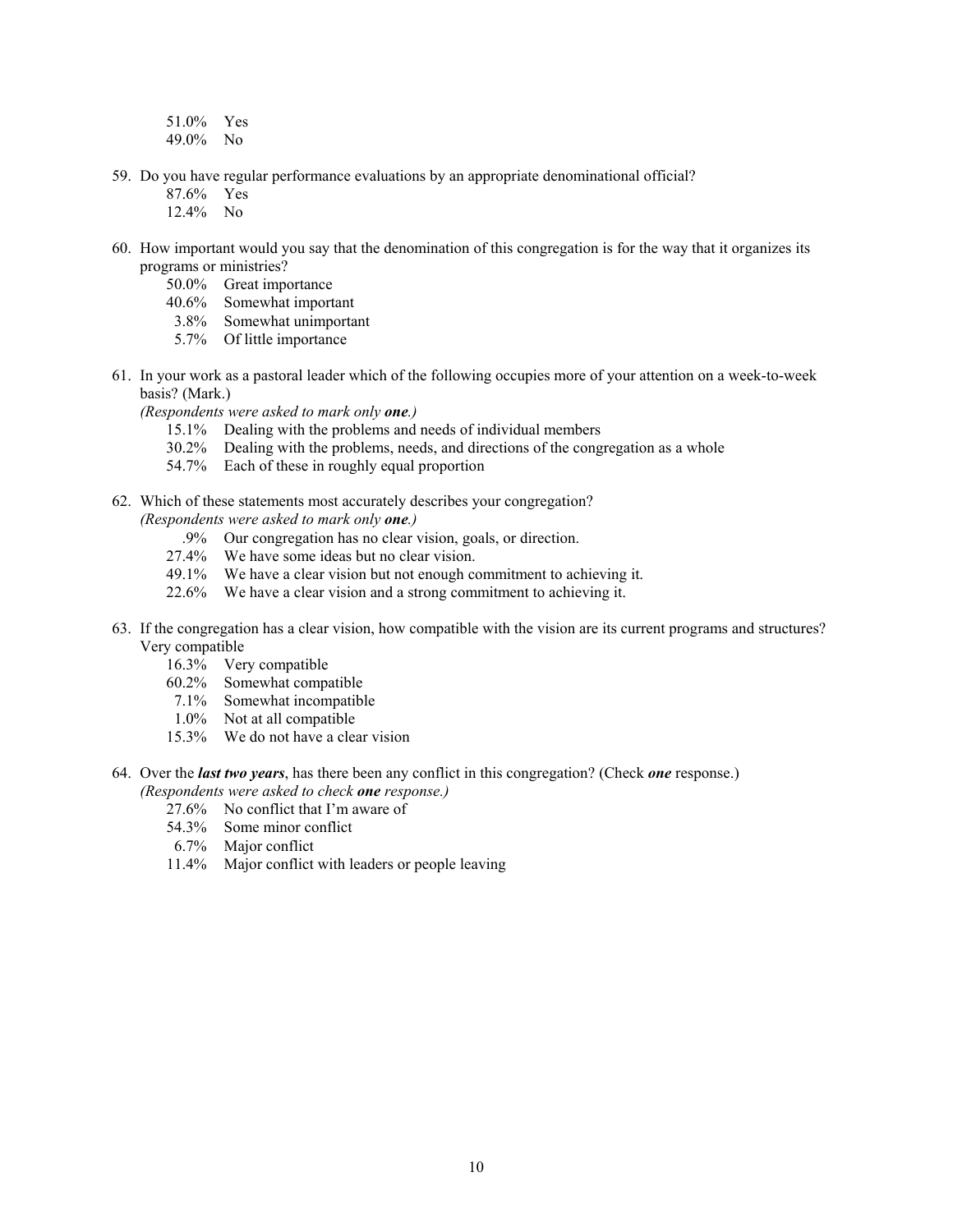51.0% Yes
49.0% No

59. Do you have regular performance evaluations by an appropriate denominational official?
    87.6% Yes
    12.4% No

60. How important would you say that the denomination of this congregation is for the way that it organizes its programs or ministries?
    50.0% Great importance
    40.6% Somewhat important
    3.8% Somewhat unimportant
    5.7% Of little importance

61. In your work as a pastoral leader which of the following occupies more of your attention on a week-to-week basis? (Mark.)
    *(Respondents were asked to mark only **one**.)*
    15.1% Dealing with the problems and needs of individual members
    30.2% Dealing with the problems, needs, and directions of the congregation as a whole
    54.7% Each of these in roughly equal proportion

62. Which of these statements most accurately describes your congregation?
    *(Respondents were asked to mark only **one**.)*
    .9% Our congregation has no clear vision, goals, or direction.
    27.4% We have some ideas but no clear vision.
    49.1% We have a clear vision but not enough commitment to achieving it.
    22.6% We have a clear vision and a strong commitment to achieving it.

63. If the congregation has a clear vision, how compatible with the vision are its current programs and structures? Very compatible
    16.3% Very compatible
    60.2% Somewhat compatible
    7.1% Somewhat incompatible
    1.0% Not at all compatible
    15.3% We do not have a clear vision

64. Over the ***last two years***, has there been any conflict in this congregation? (Check ***one*** response.)
    *(Respondents were asked to check **one** response.)*
    27.6% No conflict that I'm aware of
    54.3% Some minor conflict
    6.7% Major conflict
    11.4% Major conflict with leaders or people leaving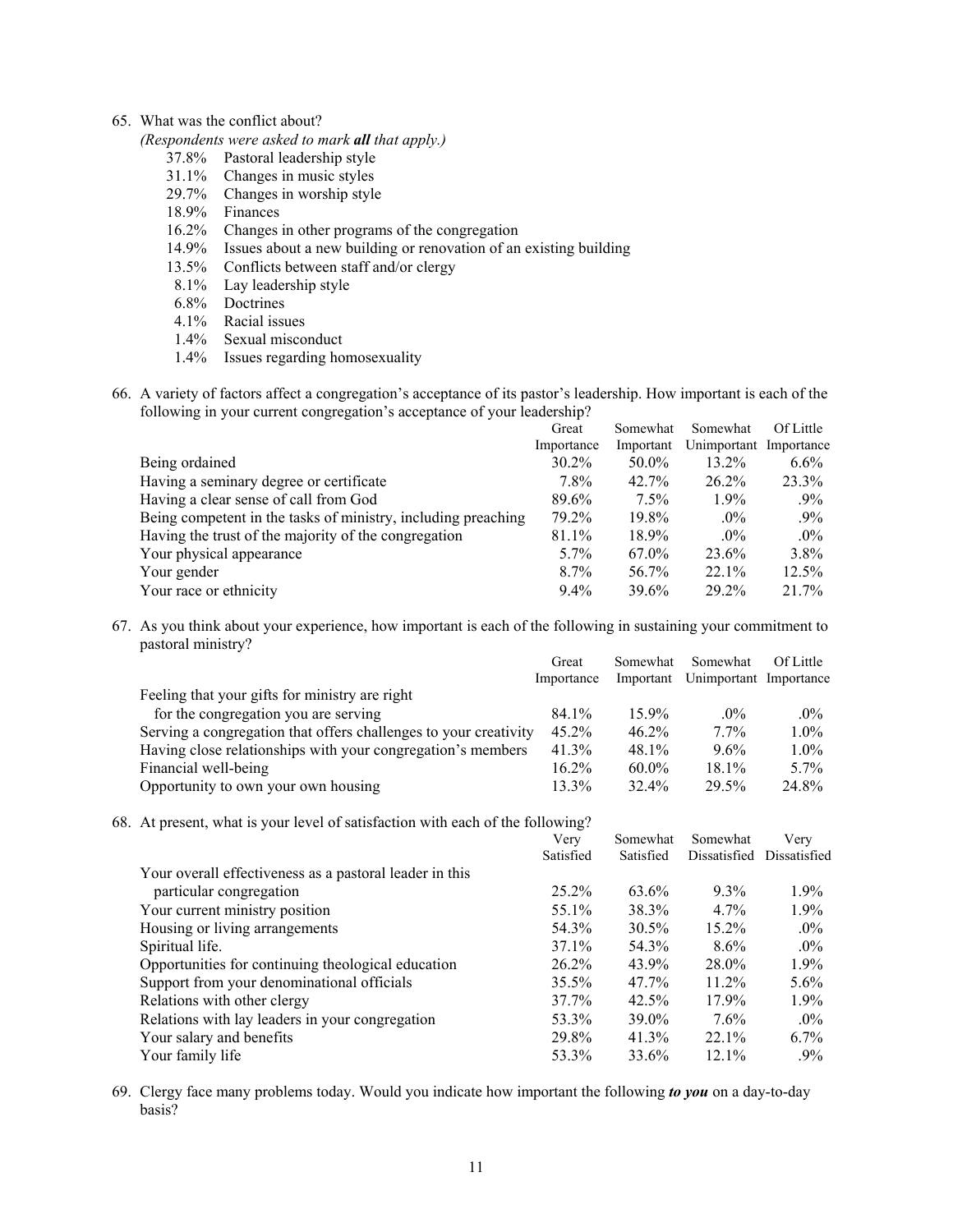65. What was the conflict about?
 *(Respondents were asked to mark* ***all*** *that apply.)*

 37.8% Pastoral leadership style
 31.1% Changes in music styles
 29.7% Changes in worship style
 18.9% Finances
 16.2% Changes in other programs of the congregation
 14.9% Issues about a new building or renovation of an existing building
 13.5% Conflicts between staff and/or clergy
 8.1% Lay leadership style
 6.8% Doctrines
 4.1% Racial issues
 1.4% Sexual misconduct
 1.4% Issues regarding homosexuality

66. A variety of factors affect a congregation's acceptance of its pastor's leadership. How important is each of the following in your current congregation's acceptance of your leadership?

| | Great Importance | Somewhat Important | Somewhat Unimportant | Of Little Importance |
|---|---|---|---|---|
| Being ordained | 30.2% | 50.0% | 13.2% | 6.6% |
| Having a seminary degree or certificate | 7.8% | 42.7% | 26.2% | 23.3% |
| Having a clear sense of call from God | 89.6% | 7.5% | 1.9% | .9% |
| Being competent in the tasks of ministry, including preaching | 79.2% | 19.8% | .0% | .9% |
| Having the trust of the majority of the congregation | 81.1% | 18.9% | .0% | .0% |
| Your physical appearance | 5.7% | 67.0% | 23.6% | 3.8% |
| Your gender | 8.7% | 56.7% | 22.1% | 12.5% |
| Your race or ethnicity | 9.4% | 39.6% | 29.2% | 21.7% |

67. As you think about your experience, how important is each of the following in sustaining your commitment to pastoral ministry?

| | Great Importance | Somewhat Important | Somewhat Unimportant | Of Little Importance |
|---|---|---|---|---|
| Feeling that your gifts for ministry are right for the congregation you are serving | 84.1% | 15.9% | .0% | .0% |
| Serving a congregation that offers challenges to your creativity | 45.2% | 46.2% | 7.7% | 1.0% |
| Having close relationships with your congregation's members | 41.3% | 48.1% | 9.6% | 1.0% |
| Financial well-being | 16.2% | 60.0% | 18.1% | 5.7% |
| Opportunity to own your own housing | 13.3% | 32.4% | 29.5% | 24.8% |

68. At present, what is your level of satisfaction with each of the following?

| | Very Satisfied | Somewhat Satisfied | Somewhat Dissatisfied | Very Dissatisfied |
|---|---|---|---|---|
| Your overall effectiveness as a pastoral leader in this particular congregation | 25.2% | 63.6% | 9.3% | 1.9% |
| Your current ministry position | 55.1% | 38.3% | 4.7% | 1.9% |
| Housing or living arrangements | 54.3% | 30.5% | 15.2% | .0% |
| Spiritual life. | 37.1% | 54.3% | 8.6% | .0% |
| Opportunities for continuing theological education | 26.2% | 43.9% | 28.0% | 1.9% |
| Support from your denominational officials | 35.5% | 47.7% | 11.2% | 5.6% |
| Relations with other clergy | 37.7% | 42.5% | 17.9% | 1.9% |
| Relations with lay leaders in your congregation | 53.3% | 39.0% | 7.6% | .0% |
| Your salary and benefits | 29.8% | 41.3% | 22.1% | 6.7% |
| Your family life | 53.3% | 33.6% | 12.1% | .9% |

69. Clergy face many problems today. Would you indicate how important the following ***to you*** on a day-to-day basis?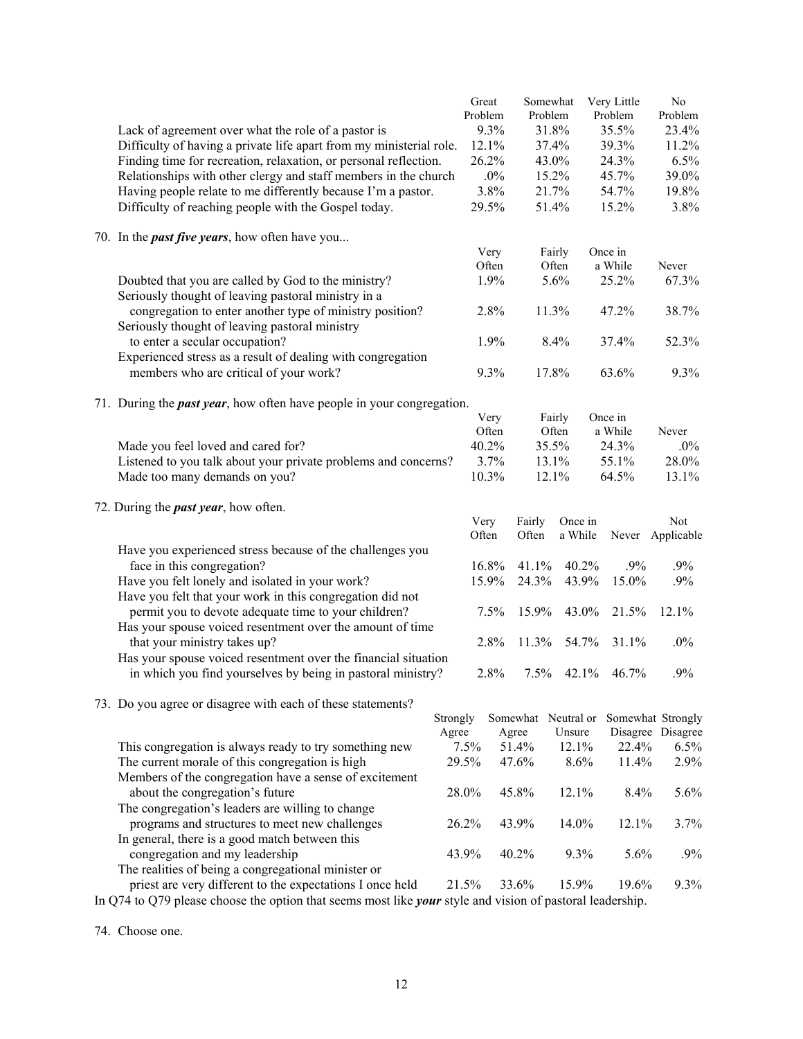| | Great Problem | Somewhat Problem | Very Little Problem | No Problem |
|---|---|---|---|---|
| Lack of agreement over what the role of a pastor is | 9.3% | 31.8% | 35.5% | 23.4% |
| Difficulty of having a private life apart from my ministerial role. | 12.1% | 37.4% | 39.3% | 11.2% |
| Finding time for recreation, relaxation, or personal reflection. | 26.2% | 43.0% | 24.3% | 6.5% |
| Relationships with other clergy and staff members in the church | .0% | 15.2% | 45.7% | 39.0% |
| Having people relate to me differently because I'm a pastor. | 3.8% | 21.7% | 54.7% | 19.8% |
| Difficulty of reaching people with the Gospel today. | 29.5% | 51.4% | 15.2% | 3.8% |

70. In the ***past five years***, how often have you...

| | Very Often | Fairly Often | Once in a While | Never |
|---|---|---|---|---|
| Doubted that you are called by God to the ministry? | 1.9% | 5.6% | 25.2% | 67.3% |
| Seriously thought of leaving pastoral ministry in a congregation to enter another type of ministry position? | 2.8% | 11.3% | 47.2% | 38.7% |
| Seriously thought of leaving pastoral ministry to enter a secular occupation? | 1.9% | 8.4% | 37.4% | 52.3% |
| Experienced stress as a result of dealing with congregation members who are critical of your work? | 9.3% | 17.8% | 63.6% | 9.3% |

71. During the ***past year***, how often have people in your congregation.

| | Very Often | Fairly Often | Once in a While | Never |
|---|---|---|---|---|
| Made you feel loved and cared for? | 40.2% | 35.5% | 24.3% | .0% |
| Listened to you talk about your private problems and concerns? | 3.7% | 13.1% | 55.1% | 28.0% |
| Made too many demands on you? | 10.3% | 12.1% | 64.5% | 13.1% |

72. During the ***past year***, how often.

| | Very Often | Fairly Often | Once in a While | Never | Not Applicable |
|---|---|---|---|---|---|
| Have you experienced stress because of the challenges you face in this congregation? | 16.8% | 41.1% | 40.2% | .9% | .9% |
| Have you felt lonely and isolated in your work? | 15.9% | 24.3% | 43.9% | 15.0% | .9% |
| Have you felt that your work in this congregation did not permit you to devote adequate time to your children? | 7.5% | 15.9% | 43.0% | 21.5% | 12.1% |
| Has your spouse voiced resentment over the amount of time that your ministry takes up? | 2.8% | 11.3% | 54.7% | 31.1% | .0% |
| Has your spouse voiced resentment over the financial situation in which you find yourselves by being in pastoral ministry? | 2.8% | 7.5% | 42.1% | 46.7% | .9% |

73. Do you agree or disagree with each of these statements?

| | Strongly Agree | Somewhat Agree | Neutral or Unsure | Somewhat Disagree | Strongly Disagree |
|---|---|---|---|---|---|
| This congregation is always ready to try something new | 7.5% | 51.4% | 12.1% | 22.4% | 6.5% |
| The current morale of this congregation is high | 29.5% | 47.6% | 8.6% | 11.4% | 2.9% |
| Members of the congregation have a sense of excitement about the congregation's future | 28.0% | 45.8% | 12.1% | 8.4% | 5.6% |
| The congregation's leaders are willing to change programs and structures to meet new challenges | 26.2% | 43.9% | 14.0% | 12.1% | 3.7% |
| In general, there is a good match between this congregation and my leadership | 43.9% | 40.2% | 9.3% | 5.6% | .9% |
| The realities of being a congregational minister or priest are very different to the expectations I once held | 21.5% | 33.6% | 15.9% | 19.6% | 9.3% |

In Q74 to Q79 please choose the option that seems most like ***your*** style and vision of pastoral leadership.

74. Choose one.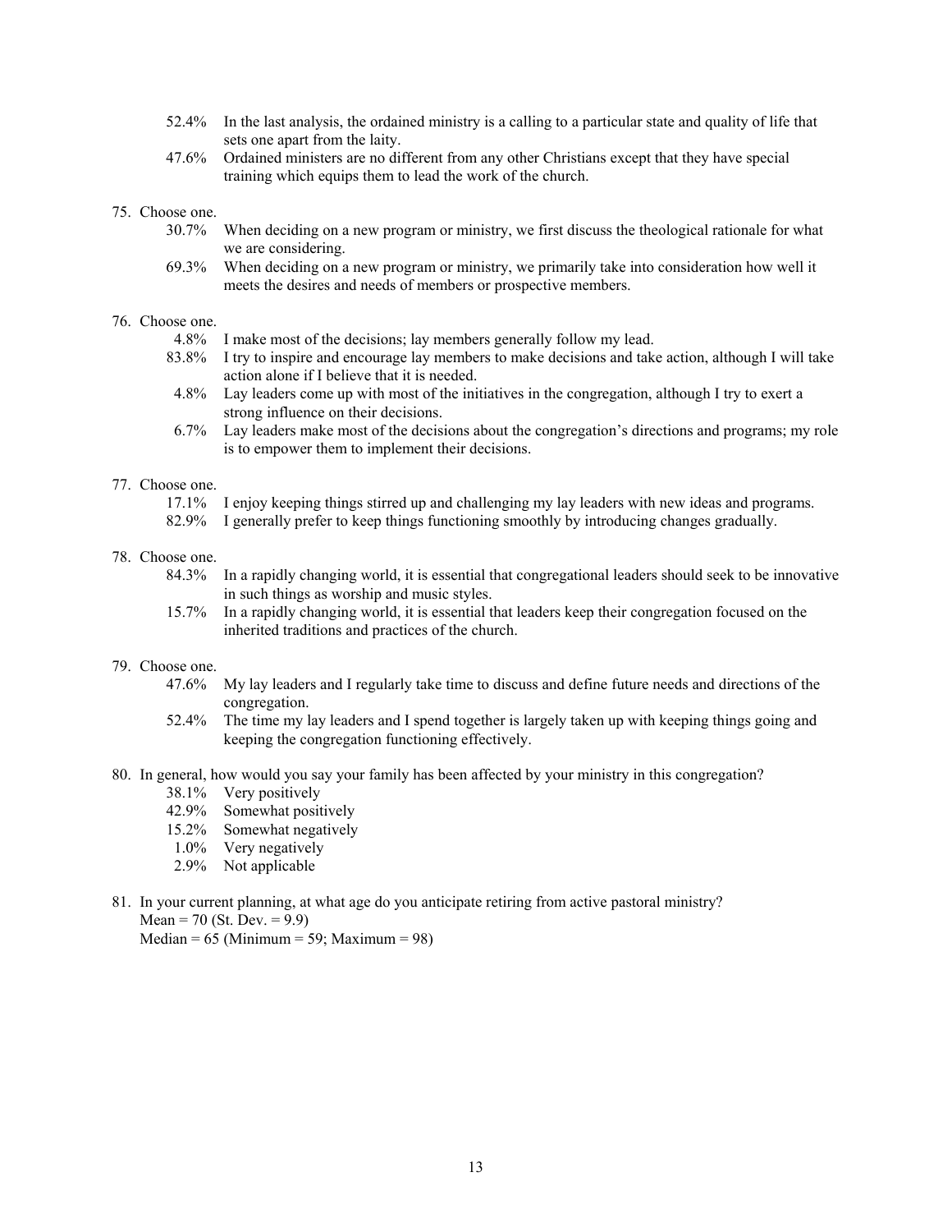52.4% In the last analysis, the ordained ministry is a calling to a particular state and quality of life that sets one apart from the laity.
47.6% Ordained ministers are no different from any other Christians except that they have special training which equips them to lead the work of the church.

75. Choose one.
    - 30.7% When deciding on a new program or ministry, we first discuss the theological rationale for what we are considering.
    - 69.3% When deciding on a new program or ministry, we primarily take into consideration how well it meets the desires and needs of members or prospective members.

76. Choose one.
    - 4.8% I make most of the decisions; lay members generally follow my lead.
    - 83.8% I try to inspire and encourage lay members to make decisions and take action, although I will take action alone if I believe that it is needed.
    - 4.8% Lay leaders come up with most of the initiatives in the congregation, although I try to exert a strong influence on their decisions.
    - 6.7% Lay leaders make most of the decisions about the congregation's directions and programs; my role is to empower them to implement their decisions.

77. Choose one.
    - 17.1% I enjoy keeping things stirred up and challenging my lay leaders with new ideas and programs.
    - 82.9% I generally prefer to keep things functioning smoothly by introducing changes gradually.

78. Choose one.
    - 84.3% In a rapidly changing world, it is essential that congregational leaders should seek to be innovative in such things as worship and music styles.
    - 15.7% In a rapidly changing world, it is essential that leaders keep their congregation focused on the inherited traditions and practices of the church.

79. Choose one.
    - 47.6% My lay leaders and I regularly take time to discuss and define future needs and directions of the congregation.
    - 52.4% The time my lay leaders and I spend together is largely taken up with keeping things going and keeping the congregation functioning effectively.

80. In general, how would you say your family has been affected by your ministry in this congregation?
    - 38.1% Very positively
    - 42.9% Somewhat positively
    - 15.2% Somewhat negatively
    - 1.0% Very negatively
    - 2.9% Not applicable

81. In your current planning, at what age do you anticipate retiring from active pastoral ministry?
    Mean = 70 (St. Dev. = 9.9)
    Median = 65 (Minimum = 59; Maximum = 98)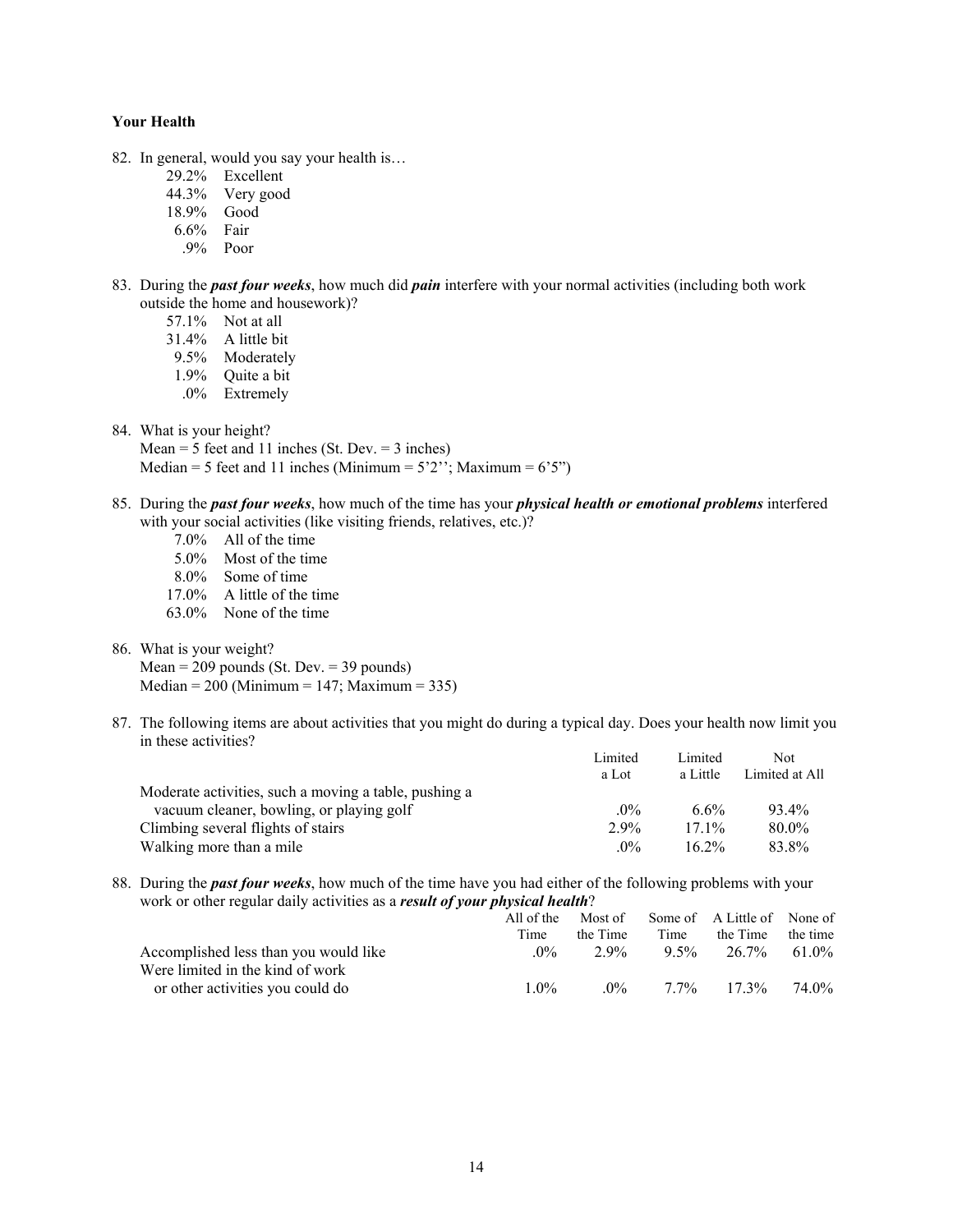**Your Health**

82. In general, would you say your health is…
    - 29.2% Excellent
    - 44.3% Very good
    - 18.9% Good
    - 6.6% Fair
    - .9% Poor

83. During the ***past four weeks***, how much did ***pain*** interfere with your normal activities (including both work outside the home and housework)?
    - 57.1% Not at all
    - 31.4% A little bit
    - 9.5% Moderately
    - 1.9% Quite a bit
    - .0% Extremely

84. What is your height?
    Mean = 5 feet and 11 inches (St. Dev. = 3 inches)
    Median = 5 feet and 11 inches (Minimum = 5'2''; Maximum = 6'5")

85. During the ***past four weeks***, how much of the time has your ***physical health or emotional problems*** interfered with your social activities (like visiting friends, relatives, etc.)?
    - 7.0% All of the time
    - 5.0% Most of the time
    - 8.0% Some of time
    - 17.0% A little of the time
    - 63.0% None of the time

86. What is your weight?
    Mean = 209 pounds (St. Dev. = 39 pounds)
    Median = 200 (Minimum = 147; Maximum = 335)

87. The following items are about activities that you might do during a typical day. Does your health now limit you in these activities?

| | Limited a Lot | Limited a Little | Not Limited at All |
|---|---|---|---|
| Moderate activities, such a moving a table, pushing a vacuum cleaner, bowling, or playing golf | .0% | 6.6% | 93.4% |
| Climbing several flights of stairs | 2.9% | 17.1% | 80.0% |
| Walking more than a mile | .0% | 16.2% | 83.8% |

88. During the ***past four weeks***, how much of the time have you had either of the following problems with your work or other regular daily activities as a ***result of your physical health***?

| | All of the Time | Most of the Time | Some of Time | A Little of the Time | None of the time |
|---|---|---|---|---|---|
| Accomplished less than you would like | .0% | 2.9% | 9.5% | 26.7% | 61.0% |
| Were limited in the kind of work or other activities you could do | 1.0% | .0% | 7.7% | 17.3% | 74.0% |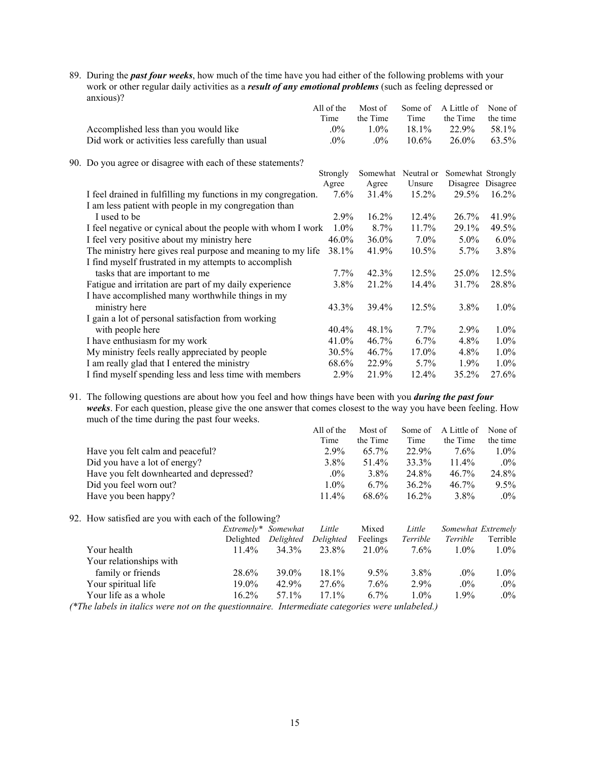89. During the ***past four weeks***, how much of the time have you had either of the following problems with your work or other regular daily activities as a ***result of any emotional problems*** (such as feeling depressed or anxious)?

| | All of the Time | Most of the Time | Some of Time | A Little of the Time | None of the time |
|---|---|---|---|---|---|
| Accomplished less than you would like | .0% | 1.0% | 18.1% | 22.9% | 58.1% |
| Did work or activities less carefully than usual | .0% | .0% | 10.6% | 26.0% | 63.5% |

90. Do you agree or disagree with each of these statements?

| | Strongly Agree | Somewhat Agree | Neutral or Unsure | Somewhat Disagree | Strongly Disagree |
|---|---|---|---|---|---|
| I feel drained in fulfilling my functions in my congregation. | 7.6% | 31.4% | 15.2% | 29.5% | 16.2% |
| I am less patient with people in my congregation than I used to be | 2.9% | 16.2% | 12.4% | 26.7% | 41.9% |
| I feel negative or cynical about the people with whom I work | 1.0% | 8.7% | 11.7% | 29.1% | 49.5% |
| I feel very positive about my ministry here | 46.0% | 36.0% | 7.0% | 5.0% | 6.0% |
| The ministry here gives real purpose and meaning to my life | 38.1% | 41.9% | 10.5% | 5.7% | 3.8% |
| I find myself frustrated in my attempts to accomplish tasks that are important to me | 7.7% | 42.3% | 12.5% | 25.0% | 12.5% |
| Fatigue and irritation are part of my daily experience | 3.8% | 21.2% | 14.4% | 31.7% | 28.8% |
| I have accomplished many worthwhile things in my ministry here | 43.3% | 39.4% | 12.5% | 3.8% | 1.0% |
| I gain a lot of personal satisfaction from working with people here | 40.4% | 48.1% | 7.7% | 2.9% | 1.0% |
| I have enthusiasm for my work | 41.0% | 46.7% | 6.7% | 4.8% | 1.0% |
| My ministry feels really appreciated by people | 30.5% | 46.7% | 17.0% | 4.8% | 1.0% |
| I am really glad that I entered the ministry | 68.6% | 22.9% | 5.7% | 1.9% | 1.0% |
| I find myself spending less and less time with members | 2.9% | 21.9% | 12.4% | 35.2% | 27.6% |

91. The following questions are about how you feel and how things have been with you ***during the past four weeks***. For each question, please give the one answer that comes closest to the way you have been feeling. How much of the time during the past four weeks.

| | All of the Time | Most of the Time | Some of Time | A Little of the Time | None of the time |
|---|---|---|---|---|---|
| Have you felt calm and peaceful? | 2.9% | 65.7% | 22.9% | 7.6% | 1.0% |
| Did you have a lot of energy? | 3.8% | 51.4% | 33.3% | 11.4% | .0% |
| Have you felt downhearted and depressed? | .0% | 3.8% | 24.8% | 46.7% | 24.8% |
| Did you feel worn out? | 1.0% | 6.7% | 36.2% | 46.7% | 9.5% |
| Have you been happy? | 11.4% | 68.6% | 16.2% | 3.8% | .0% |

92. How satisfied are you with each of the following?

| | *Extremely** Delighted | *Somewhat Delighted* | *Little Delighted* | Mixed Feelings | *Little Terrible* | *Somewhat Terrible* | *Extremely* Terrible |
|---|---|---|---|---|---|---|---|
| Your health | 11.4% | 34.3% | 23.8% | 21.0% | 7.6% | 1.0% | 1.0% |
| Your relationships with family or friends | 28.6% | 39.0% | 18.1% | 9.5% | 3.8% | .0% | 1.0% |
| Your spiritual life | 19.0% | 42.9% | 27.6% | 7.6% | 2.9% | .0% | .0% |
| Your life as a whole | 16.2% | 57.1% | 17.1% | 6.7% | 1.0% | 1.9% | .0% |

*(\*The labels in italics were not on the questionnaire. Intermediate categories were unlabeled.)*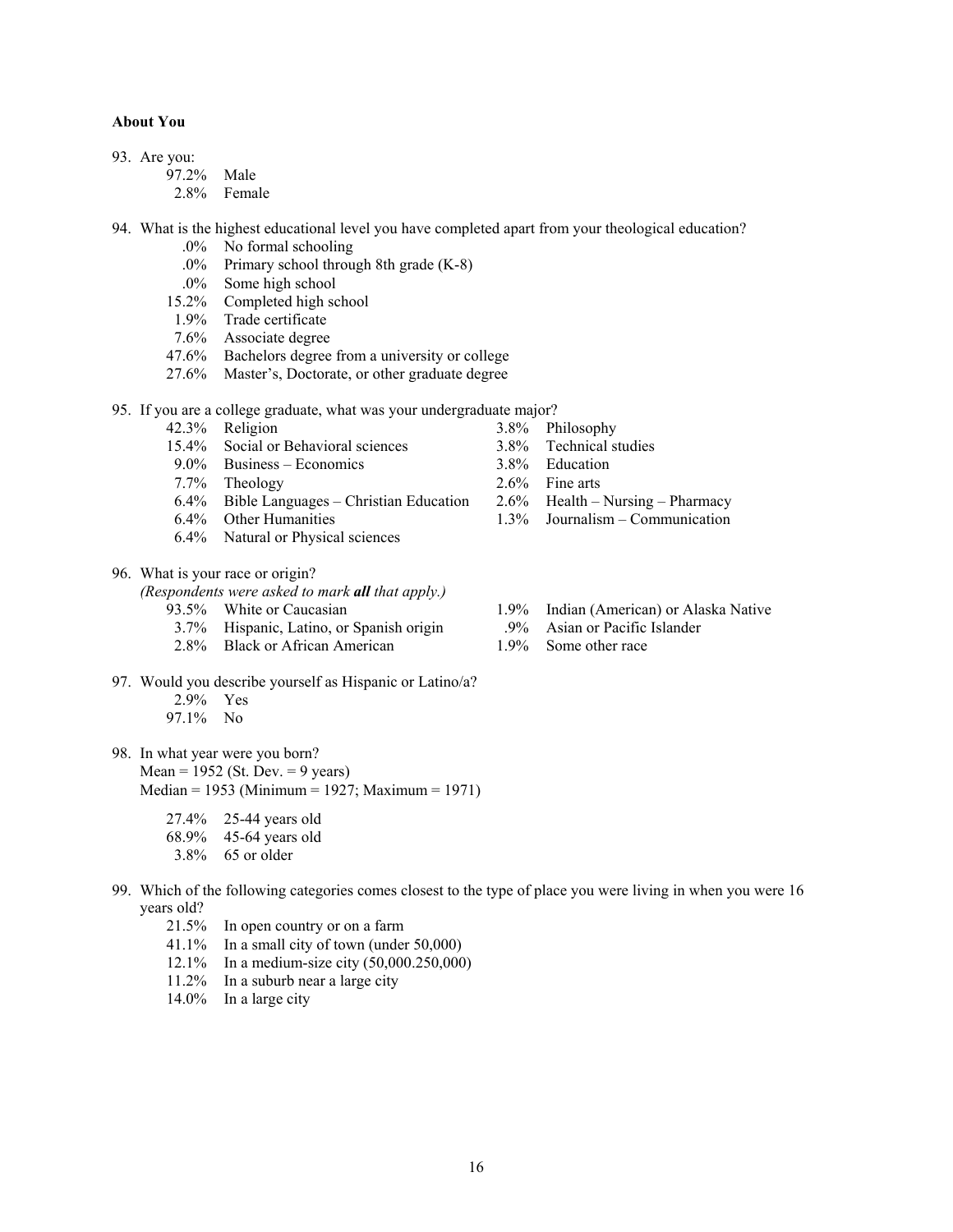**About You**

93. Are you:

    97.2% Male
    2.8% Female

94. What is the highest educational level you have completed apart from your theological education?

    .0% No formal schooling
    .0% Primary school through 8th grade (K-8)
    .0% Some high school
    15.2% Completed high school
    1.9% Trade certificate
    7.6% Associate degree
    47.6% Bachelors degree from a university or college
    27.6% Master's, Doctorate, or other graduate degree

95. If you are a college graduate, what was your undergraduate major?

    42.3% Religion
    15.4% Social or Behavioral sciences
    9.0% Business – Economics
    7.7% Theology
    6.4% Bible Languages – Christian Education
    6.4% Other Humanities
    6.4% Natural or Physical sciences
    3.8% Philosophy
    3.8% Technical studies
    3.8% Education
    2.6% Fine arts
    2.6% Health – Nursing – Pharmacy
    1.3% Journalism – Communication

96. What is your race or origin?
    *(Respondents were asked to mark **all** that apply.)*

    93.5% White or Caucasian
    3.7% Hispanic, Latino, or Spanish origin
    2.8% Black or African American
    1.9% Indian (American) or Alaska Native
    .9% Asian or Pacific Islander
    1.9% Some other race

97. Would you describe yourself as Hispanic or Latino/a?

    2.9% Yes
    97.1% No

98. In what year were you born?
    Mean = 1952 (St. Dev. = 9 years)
    Median = 1953 (Minimum = 1927; Maximum = 1971)

    27.4% 25-44 years old
    68.9% 45-64 years old
    3.8% 65 or older

99. Which of the following categories comes closest to the type of place you were living in when you were 16 years old?

    21.5% In open country or on a farm
    41.1% In a small city of town (under 50,000)
    12.1% In a medium-size city (50,000.250,000)
    11.2% In a suburb near a large city
    14.0% In a large city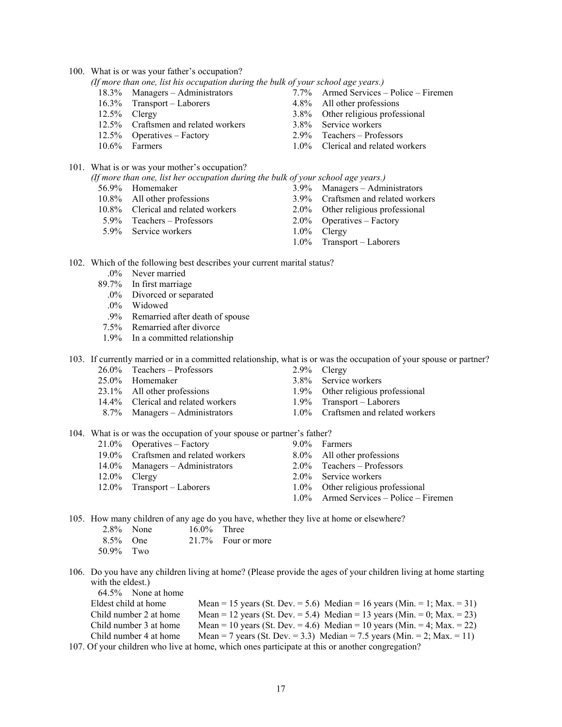100. What is or was your father's occupation?
*(If more than one, list his occupation during the bulk of your school age years.)*

| | | | |
|---|---|---|---|
| 18.3% | Managers – Administrators | 7.7% | Armed Services – Police – Firemen |
| 16.3% | Transport – Laborers | 4.8% | All other professions |
| 12.5% | Clergy | 3.8% | Other religious professional |
| 12.5% | Craftsmen and related workers | 3.8% | Service workers |
| 12.5% | Operatives – Factory | 2.9% | Teachers – Professors |
| 10.6% | Farmers | 1.0% | Clerical and related workers |

101. What is or was your mother's occupation?
*(If more than one, list her occupation during the bulk of your school age years.)*

| | | | |
|---|---|---|---|
| 56.9% | Homemaker | 3.9% | Managers – Administrators |
| 10.8% | All other professions | 3.9% | Craftsmen and related workers |
| 10.8% | Clerical and related workers | 2.0% | Other religious professional |
| 5.9% | Teachers – Professors | 2.0% | Operatives – Factory |
| 5.9% | Service workers | 1.0% | Clergy |
| | | 1.0% | Transport – Laborers |

102. Which of the following best describes your current marital status?

- .0% Never married
- 89.7% In first marriage
- .0% Divorced or separated
- .0% Widowed
- .9% Remarried after death of spouse
- 7.5% Remarried after divorce
- 1.9% In a committed relationship

103. If currently married or in a committed relationship, what is or was the occupation of your spouse or partner?

| | | | |
|---|---|---|---|
| 26.0% | Teachers – Professors | 2.9% | Clergy |
| 25.0% | Homemaker | 3.8% | Service workers |
| 23.1% | All other professions | 1.9% | Other religious professional |
| 14.4% | Clerical and related workers | 1.9% | Transport – Laborers |
| 8.7% | Managers – Administrators | 1.0% | Craftsmen and related workers |

104. What is or was the occupation of your spouse or partner's father?

| | | | |
|---|---|---|---|
| 21.0% | Operatives – Factory | 9.0% | Farmers |
| 19.0% | Craftsmen and related workers | 8.0% | All other professions |
| 14.0% | Managers – Administrators | 2.0% | Teachers – Professors |
| 12.0% | Clergy | 2.0% | Service workers |
| 12.0% | Transport – Laborers | 1.0% | Other religious professional |
| | | 1.0% | Armed Services – Police – Firemen |

105. How many children of any age do you have, whether they live at home or elsewhere?

| | | | |
|---|---|---|---|
| 2.8% | None | 16.0% | Three |
| 8.5% | One | 21.7% | Four or more |
| 50.9% | Two | | |

106. Do you have any children living at home? (Please provide the ages of your children living at home starting with the eldest.)

64.5% None at home

| | |
|---|---|
| Eldest child at home | Mean = 15 years (St. Dev. = 5.6) Median = 16 years (Min. = 1; Max. = 31) |
| Child number 2 at home | Mean = 12 years (St. Dev. = 5.4) Median = 13 years (Min. = 0; Max. = 23) |
| Child number 3 at home | Mean = 10 years (St. Dev. = 4.6) Median = 10 years (Min. = 4; Max. = 22) |
| Child number 4 at home | Mean = 7 years (St. Dev. = 3.3) Median = 7.5 years (Min. = 2; Max. = 11) |

107. Of your children who live at home, which ones participate at this or another congregation?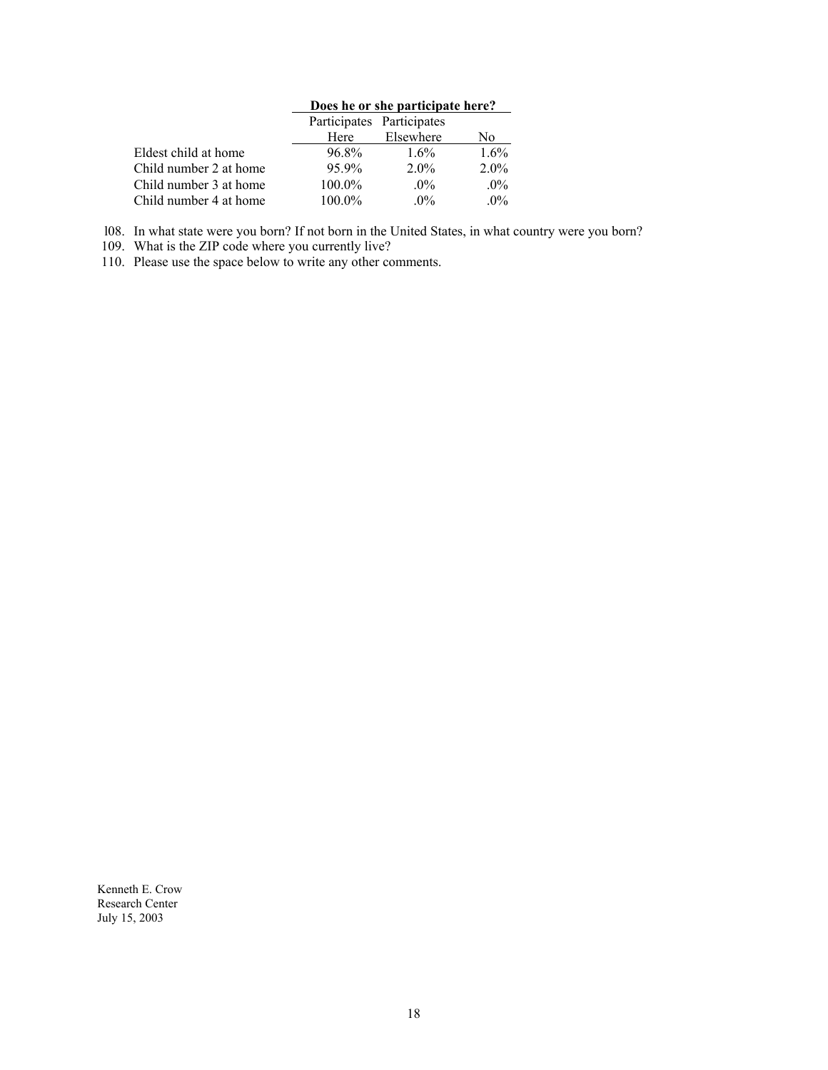| | Does he or she participate here? | | |
|---|---|---|---|
| | Participates Here | Participates Elsewhere | No |
| Eldest child at home | 96.8% | 1.6% | 1.6% |
| Child number 2 at home | 95.9% | 2.0% | 2.0% |
| Child number 3 at home | 100.0% | .0% | .0% |
| Child number 4 at home | 100.0% | .0% | .0% |

l08. In what state were you born? If not born in the United States, in what country were you born?

109. What is the ZIP code where you currently live?

110. Please use the space below to write any other comments.

Kenneth E. Crow
Research Center
July 15, 2003